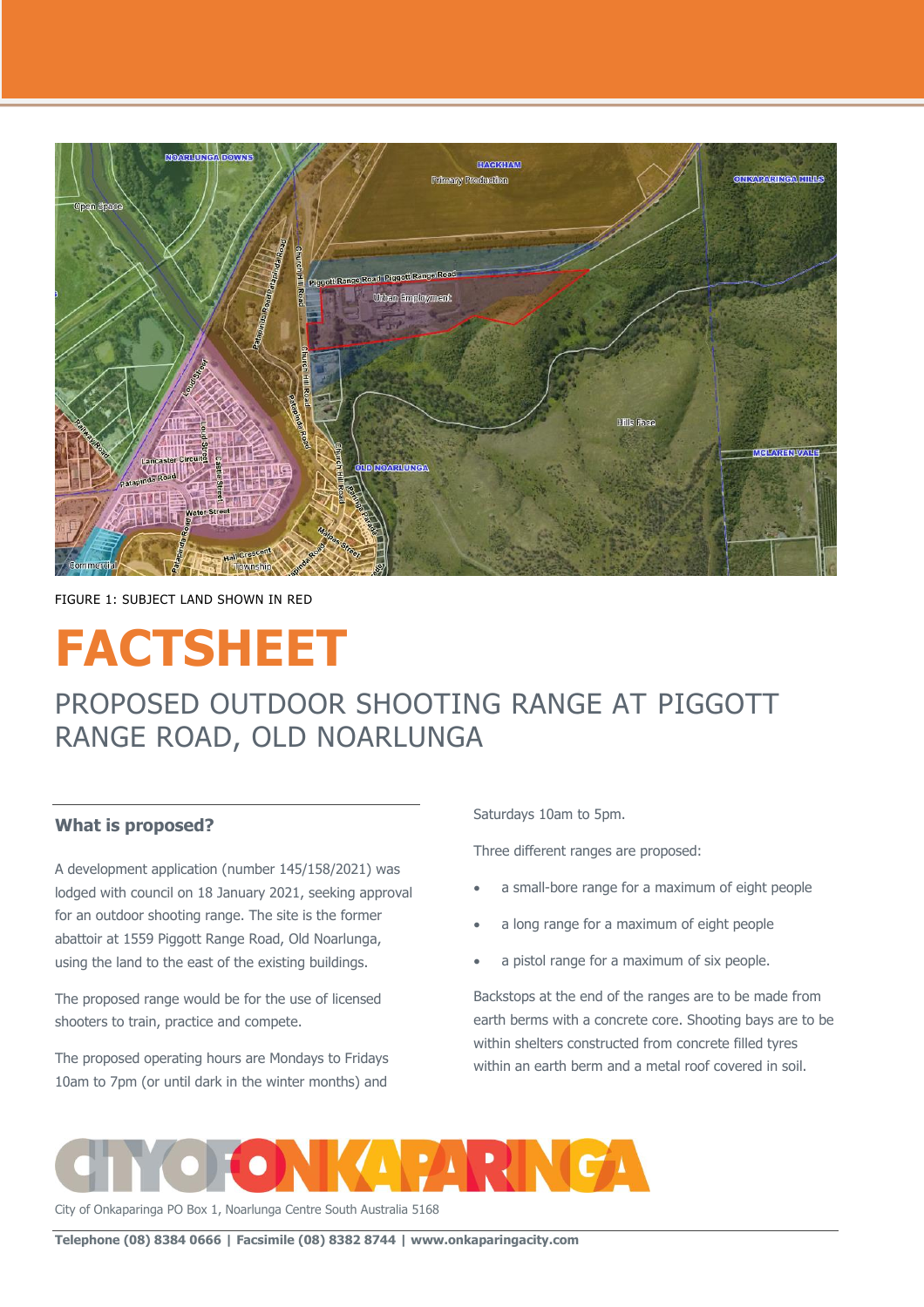FIGURE 1: SUBJECT LAND SHOWN IN RED

# FACTSHEET

## PROPOSED OUTDOOR SHOOTING RANGE AT PIGGOTT RANGE ROAD, OLD NOARLUNGA

### What is proposed?

A development application (number 145/158/2021) was lodged with council on 18 January 2021, seeking approval for an outdoor shooting range. The site is the former abattoir at 1559 Piggott Range Road, Old Noarlunga, using the land to the east of the existing buildings.

The proposed range would be for the use of licensed shooters to train, practice and compete.

The proposed operating hours are Mondays to Fridays 10am to 7pm (or until dark in the winter months) and Saturdays 10am to 5pm.

Three different ranges are proposed:

- a small-bore range for a maximum of eight people
- a long range for a maximum of eight people
- a pistol range for a maximum of six people.

Backstops at the end of the ranges are to be made from earth berms with a concrete core. Shooting bays are to be within shelters constructed from concrete filled tyres within an earth berm and a metal roof covered in soil.

CITY OF ONKAPARINGA

City of Onkaparinga PO Box 1, Noarlunga Centre South Australia 5168

**Telephone (08) 8384 0666 | Facsimile (08) 8382 8744 | www.onkaparingacity.com**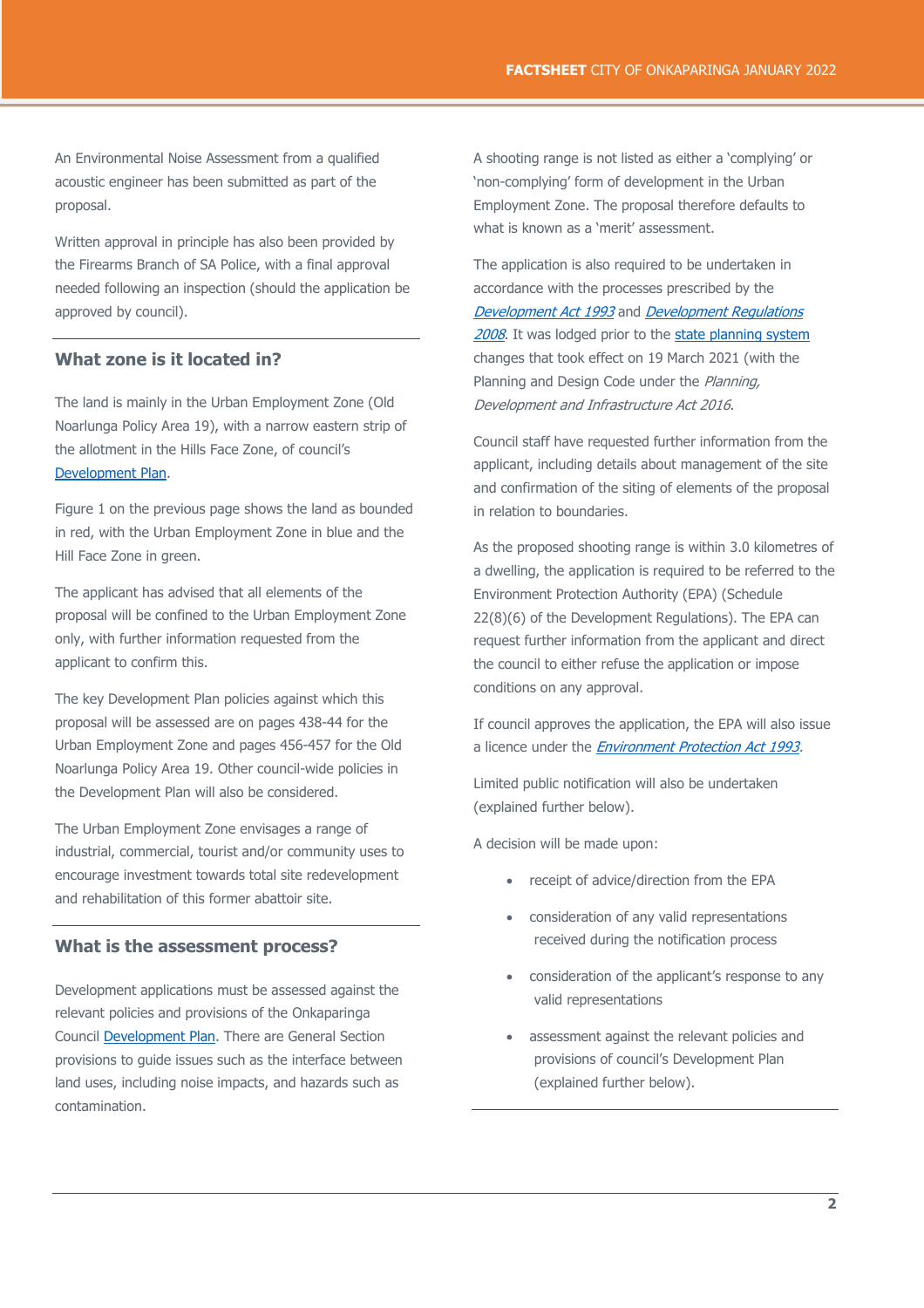An Environmental Noise Assessment from a qualified acoustic engineer has been submitted as part of the proposal.

Written approval in principle has also been provided by the Firearms Branch of SA Police, with a final approval needed following an inspection (should the application be approved by council).

## What zone is it located in?

The land is mainly in the Urban Employment Zone (Old Noarlunga Policy Area 19), with a narrow eastern strip of the allotment in the Hills Face Zone, of council's Development Plan.

Figure 1 on the previous page shows the land as bounded in red, with the Urban Employment Zone in blue and the Hill Face Zone in green.

The applicant has advised that all elements of the proposal will be confined to the Urban Employment Zone only, with further information requested from the applicant to confirm this.

The key Development Plan policies against which this proposal will be assessed are on pages 438-44 for the Urban Employment Zone and pages 456-457 for the Old Noarlunga Policy Area 19. Other council-wide policies in the Development Plan will also be considered.

The Urban Employment Zone envisages a range of industrial, commercial, tourist and/or community uses to encourage investment towards total site redevelopment and rehabilitation of this former abattoir site.

## What is the assessment process?

Development applications must be assessed against the relevant policies and provisions of the Onkaparinga Council Development Plan. There are General Section provisions to guide issues such as the interface between land uses, including noise impacts, and hazards such as contamination.

A shooting range is not listed as either a 'complying' or 'non-complying' form of development in the Urban Employment Zone. The proposal therefore defaults to what is known as a 'merit' assessment.

The application is also required to be undertaken in accordance with the processes prescribed by the *Development Act 1993* and *Development Regulations 2008*. It was lodged prior to the state planning system changes that took effect on 19 March 2021 (with the Planning and Design Code under the *Planning, Development and Infrastructure Act 2016*.

Council staff have requested further information from the applicant, including details about management of the site and confirmation of the siting of elements of the proposal in relation to boundaries.

As the proposed shooting range is within 3.0 kilometres of a dwelling, the application is required to be referred to the Environment Protection Authority (EPA) (Schedule 22(8)(6) of the Development Regulations). The EPA can request further information from the applicant and direct the council to either refuse the application or impose conditions on any approval.

If council approves the application, the EPA will also issue a licence under the *Environment Protection Act 1993*.

Limited public notification will also be undertaken (explained further below).

A decision will be made upon:

- receipt of advice/direction from the EPA
- consideration of any valid representations received during the notification process
- consideration of the applicant's response to any valid representations
- assessment against the relevant policies and provisions of council's Development Plan (explained further below).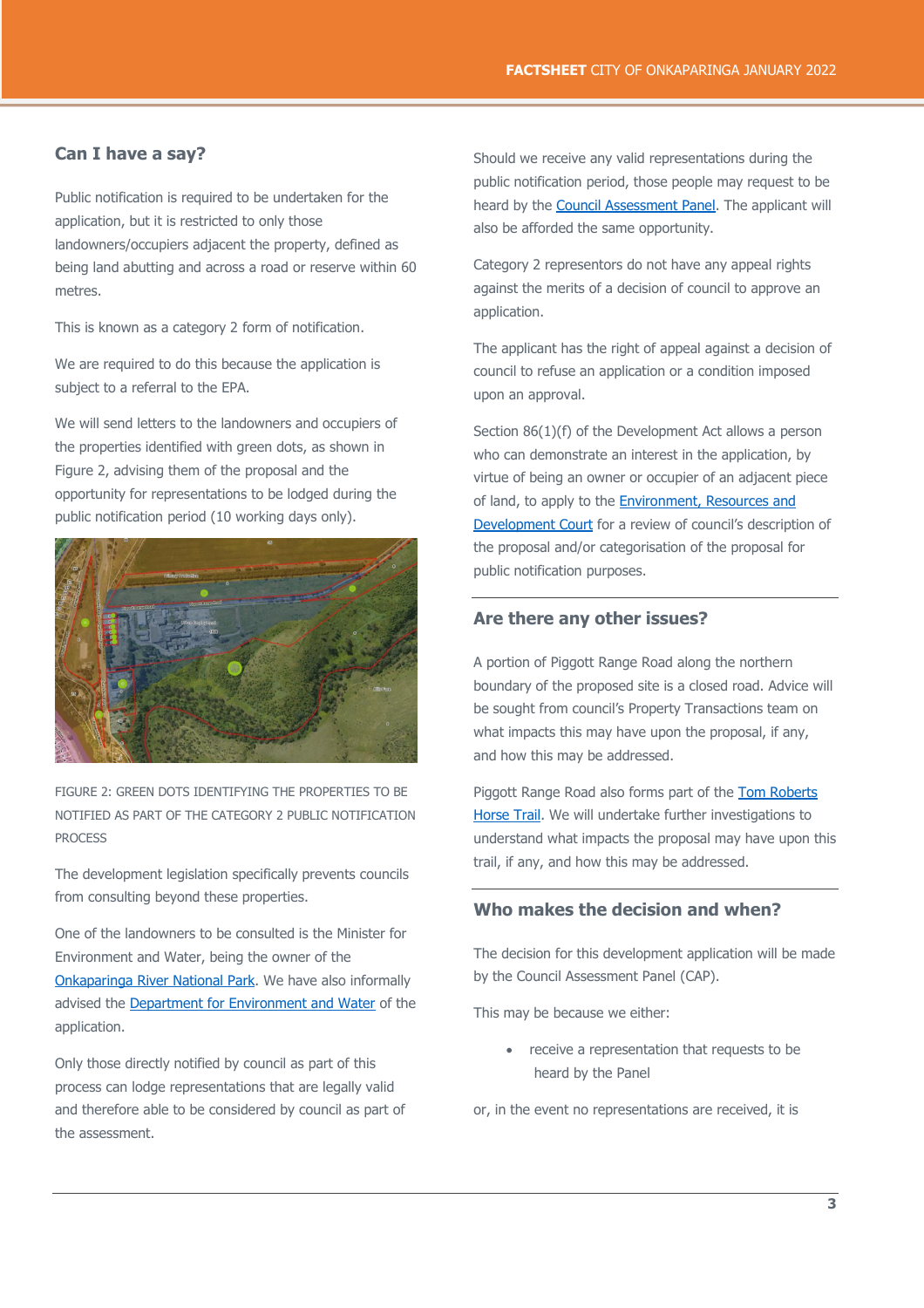## Can I have a say?

Public notification is required to be undertaken for the application, but it is restricted to only those landowners/occupiers adjacent the property, defined as being land abutting and across a road or reserve within 60 metres.

This is known as a category 2 form of notification.

We are required to do this because the application is subject to a referral to the EPA.

We will send letters to the landowners and occupiers of the properties identified with green dots, as shown in Figure 2, advising them of the proposal and the opportunity for representations to be lodged during the public notification period (10 working days only).

FIGURE 2: GREEN DOTS IDENTIFYING THE PROPERTIES TO BE NOTIFIED AS PART OF THE CATEGORY 2 PUBLIC NOTIFICATION PROCESS

The development legislation specifically prevents councils from consulting beyond these properties.

One of the landowners to be consulted is the Minister for Environment and Water, being the owner of the Onkaparinga River National Park. We have also informally advised the Department for Environment and Water of the application.

Only those directly notified by council as part of this process can lodge representations that are legally valid and therefore able to be considered by council as part of the assessment.

Should we receive any valid representations during the public notification period, those people may request to be heard by the Council Assessment Panel. The applicant will also be afforded the same opportunity.

Category 2 representors do not have any appeal rights against the merits of a decision of council to approve an application.

The applicant has the right of appeal against a decision of council to refuse an application or a condition imposed upon an approval.

Section 86(1)(f) of the Development Act allows a person who can demonstrate an interest in the application, by virtue of being an owner or occupier of an adjacent piece of land, to apply to the Environment, Resources and Development Court for a review of council's description of the proposal and/or categorisation of the proposal for public notification purposes.

## Are there any other issues?

A portion of Piggott Range Road along the northern boundary of the proposed site is a closed road. Advice will be sought from council's Property Transactions team on what impacts this may have upon the proposal, if any, and how this may be addressed.

Piggott Range Road also forms part of the Tom Roberts Horse Trail. We will undertake further investigations to understand what impacts the proposal may have upon this trail, if any, and how this may be addressed.

## Who makes the decision and when?

The decision for this development application will be made by the Council Assessment Panel (CAP).

This may be because we either:

- receive a representation that requests to be heard by the Panel

or, in the event no representations are received, it is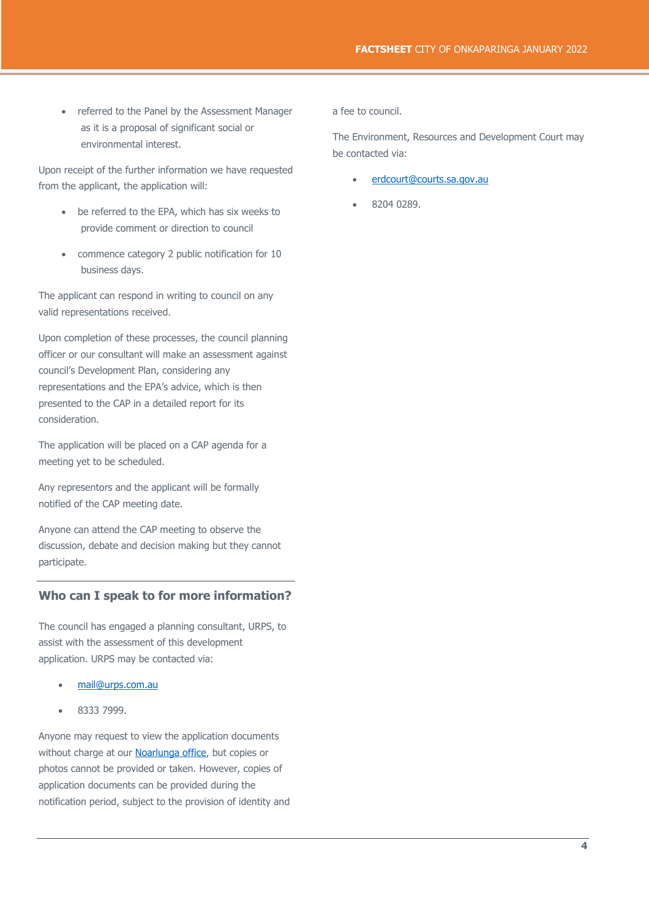- referred to the Panel by the Assessment Manager as it is a proposal of significant social or environmental interest.

Upon receipt of the further information we have requested from the applicant, the application will:

- be referred to the EPA, which has six weeks to provide comment or direction to council
- commence category 2 public notification for 10 business days.

The applicant can respond in writing to council on any valid representations received.

Upon completion of these processes, the council planning officer or our consultant will make an assessment against council's Development Plan, considering any representations and the EPA's advice, which is then presented to the CAP in a detailed report for its consideration.

The application will be placed on a CAP agenda for a meeting yet to be scheduled.

Any representors and the applicant will be formally notified of the CAP meeting date.

Anyone can attend the CAP meeting to observe the discussion, debate and decision making but they cannot participate.

## Who can I speak to for more information?

The council has engaged a planning consultant, URPS, to assist with the assessment of this development application. URPS may be contacted via:

- mail@urps.com.au
- 8333 7999.

Anyone may request to view the application documents without charge at our Noarlunga office, but copies or photos cannot be provided or taken. However, copies of application documents can be provided during the notification period, subject to the provision of identity and a fee to council.

The Environment, Resources and Development Court may be contacted via:

- erdcourt@courts.sa.gov.au
- 8204 0289.